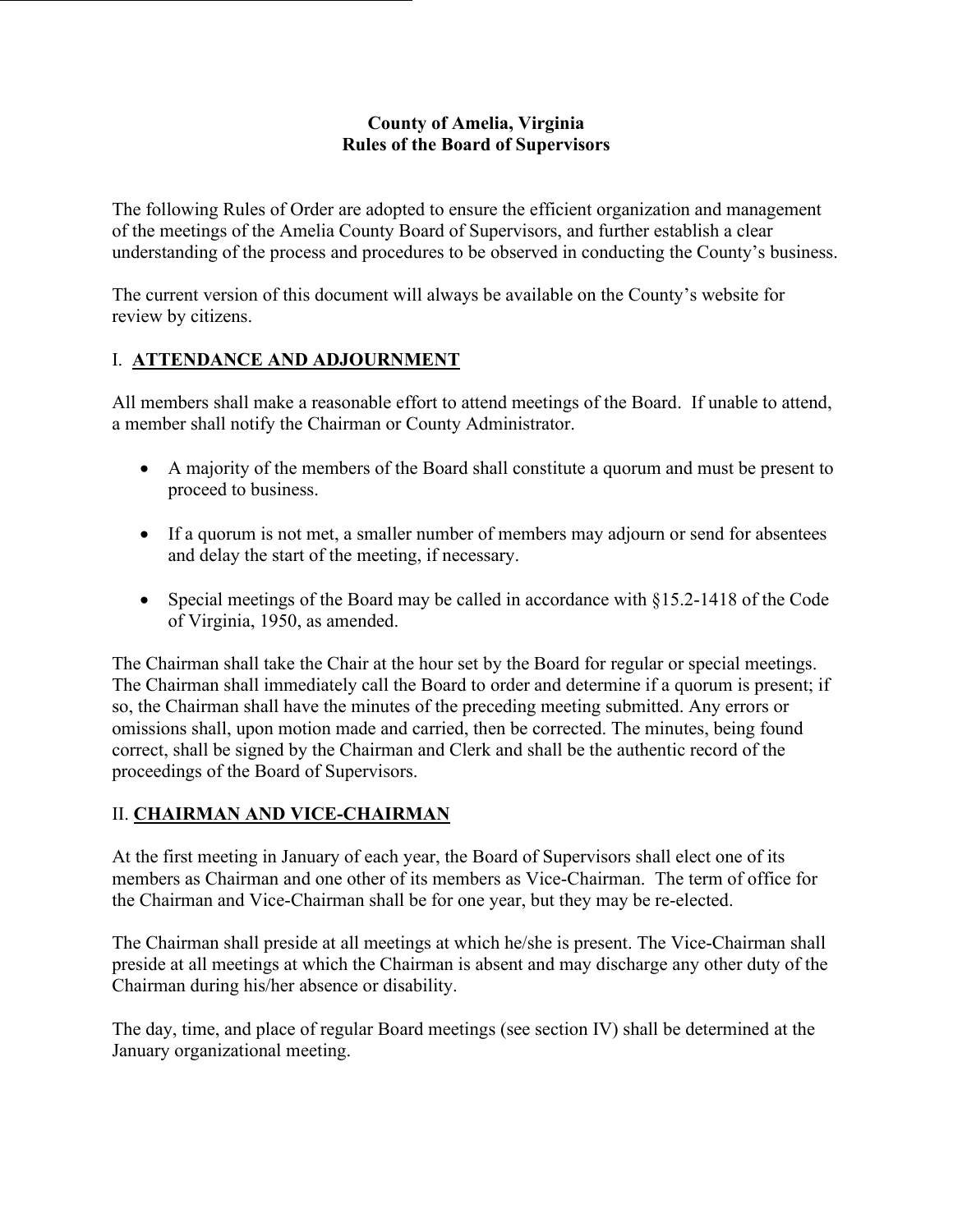# County of Amelia, Virginia
# Rules of the Board of Supervisors

The following Rules of Order are adopted to ensure the efficient organization and management of the meetings of the Amelia County Board of Supervisors, and further establish a clear understanding of the process and procedures to be observed in conducting the County's business.

The current version of this document will always be available on the County's website for review by citizens.

## I. **ATTENDANCE AND ADJOURNMENT**

All members shall make a reasonable effort to attend meetings of the Board. If unable to attend, a member shall notify the Chairman or County Administrator.

- A majority of the members of the Board shall constitute a quorum and must be present to proceed to business.

- If a quorum is not met, a smaller number of members may adjourn or send for absentees and delay the start of the meeting, if necessary.

- Special meetings of the Board may be called in accordance with §15.2-1418 of the Code of Virginia, 1950, as amended.

The Chairman shall take the Chair at the hour set by the Board for regular or special meetings. The Chairman shall immediately call the Board to order and determine if a quorum is present; if so, the Chairman shall have the minutes of the preceding meeting submitted. Any errors or omissions shall, upon motion made and carried, then be corrected. The minutes, being found correct, shall be signed by the Chairman and Clerk and shall be the authentic record of the proceedings of the Board of Supervisors.

## II. **CHAIRMAN AND VICE-CHAIRMAN**

At the first meeting in January of each year, the Board of Supervisors shall elect one of its members as Chairman and one other of its members as Vice-Chairman. The term of office for the Chairman and Vice-Chairman shall be for one year, but they may be re-elected.

The Chairman shall preside at all meetings at which he/she is present. The Vice-Chairman shall preside at all meetings at which the Chairman is absent and may discharge any other duty of the Chairman during his/her absence or disability.

The day, time, and place of regular Board meetings (see section IV) shall be determined at the January organizational meeting.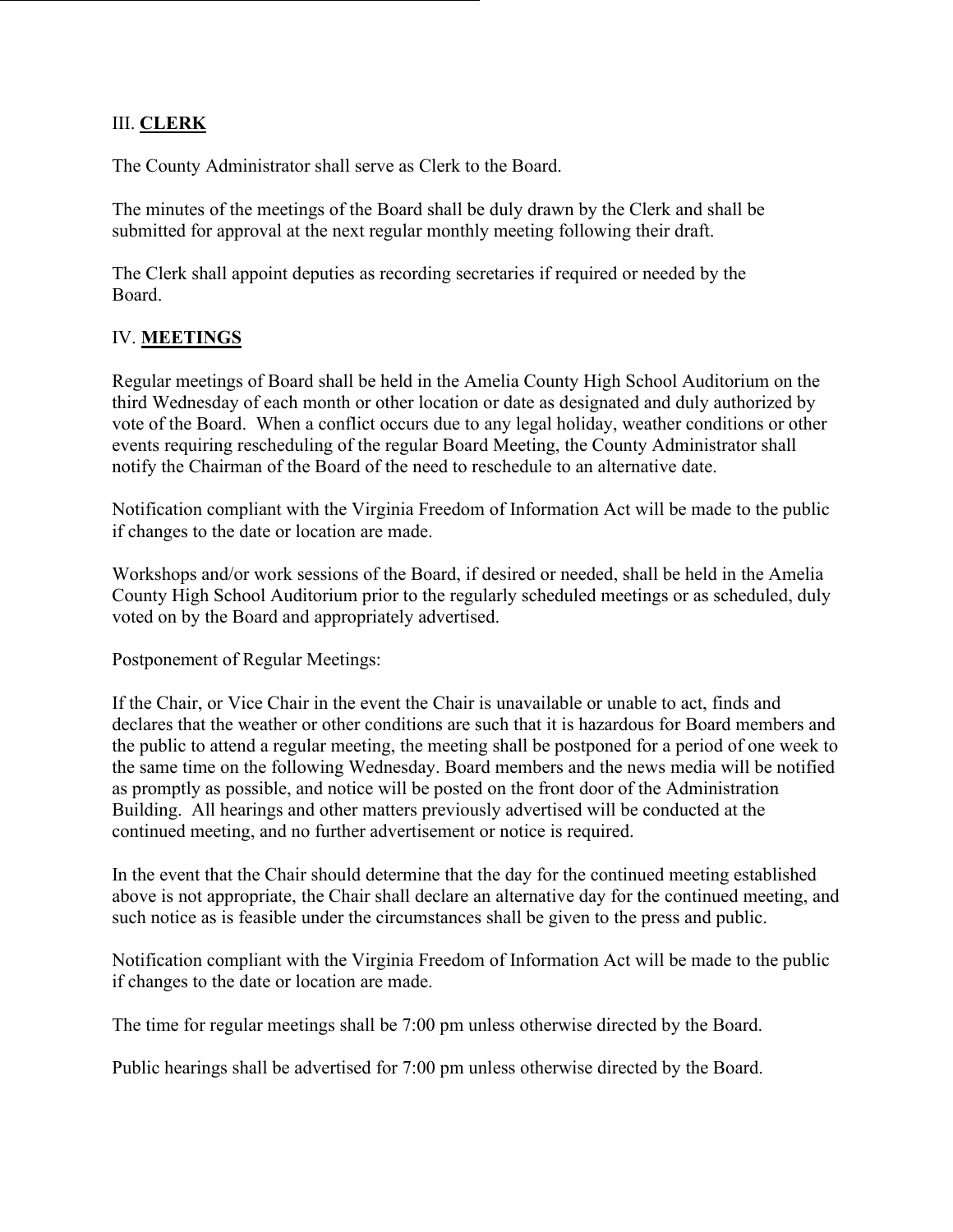## III. **CLERK**

The County Administrator shall serve as Clerk to the Board.

The minutes of the meetings of the Board shall be duly drawn by the Clerk and shall be submitted for approval at the next regular monthly meeting following their draft.

The Clerk shall appoint deputies as recording secretaries if required or needed by the Board.

## IV. **MEETINGS**

Regular meetings of Board shall be held in the Amelia County High School Auditorium on the third Wednesday of each month or other location or date as designated and duly authorized by vote of the Board. When a conflict occurs due to any legal holiday, weather conditions or other events requiring rescheduling of the regular Board Meeting, the County Administrator shall notify the Chairman of the Board of the need to reschedule to an alternative date.

Notification compliant with the Virginia Freedom of Information Act will be made to the public if changes to the date or location are made.

Workshops and/or work sessions of the Board, if desired or needed, shall be held in the Amelia County High School Auditorium prior to the regularly scheduled meetings or as scheduled, duly voted on by the Board and appropriately advertised.

Postponement of Regular Meetings:

If the Chair, or Vice Chair in the event the Chair is unavailable or unable to act, finds and declares that the weather or other conditions are such that it is hazardous for Board members and the public to attend a regular meeting, the meeting shall be postponed for a period of one week to the same time on the following Wednesday. Board members and the news media will be notified as promptly as possible, and notice will be posted on the front door of the Administration Building. All hearings and other matters previously advertised will be conducted at the continued meeting, and no further advertisement or notice is required.

In the event that the Chair should determine that the day for the continued meeting established above is not appropriate, the Chair shall declare an alternative day for the continued meeting, and such notice as is feasible under the circumstances shall be given to the press and public.

Notification compliant with the Virginia Freedom of Information Act will be made to the public if changes to the date or location are made.

The time for regular meetings shall be 7:00 pm unless otherwise directed by the Board.

Public hearings shall be advertised for 7:00 pm unless otherwise directed by the Board.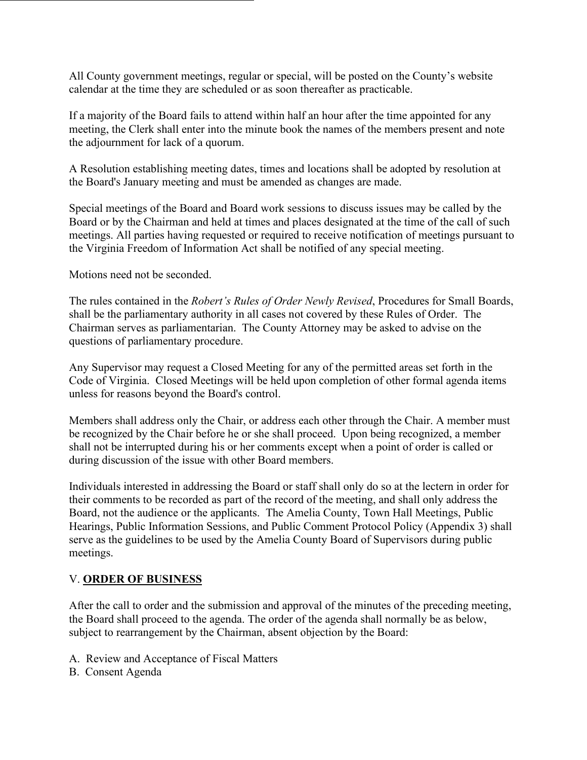All County government meetings, regular or special, will be posted on the County's website calendar at the time they are scheduled or as soon thereafter as practicable.

If a majority of the Board fails to attend within half an hour after the time appointed for any meeting, the Clerk shall enter into the minute book the names of the members present and note the adjournment for lack of a quorum.

A Resolution establishing meeting dates, times and locations shall be adopted by resolution at the Board's January meeting and must be amended as changes are made.

Special meetings of the Board and Board work sessions to discuss issues may be called by the Board or by the Chairman and held at times and places designated at the time of the call of such meetings. All parties having requested or required to receive notification of meetings pursuant to the Virginia Freedom of Information Act shall be notified of any special meeting.

Motions need not be seconded.

The rules contained in the *Robert's Rules of Order Newly Revised*, Procedures for Small Boards, shall be the parliamentary authority in all cases not covered by these Rules of Order. The Chairman serves as parliamentarian. The County Attorney may be asked to advise on the questions of parliamentary procedure.

Any Supervisor may request a Closed Meeting for any of the permitted areas set forth in the Code of Virginia. Closed Meetings will be held upon completion of other formal agenda items unless for reasons beyond the Board's control.

Members shall address only the Chair, or address each other through the Chair. A member must be recognized by the Chair before he or she shall proceed. Upon being recognized, a member shall not be interrupted during his or her comments except when a point of order is called or during discussion of the issue with other Board members.

Individuals interested in addressing the Board or staff shall only do so at the lectern in order for their comments to be recorded as part of the record of the meeting, and shall only address the Board, not the audience or the applicants. The Amelia County, Town Hall Meetings, Public Hearings, Public Information Sessions, and Public Comment Protocol Policy (Appendix 3) shall serve as the guidelines to be used by the Amelia County Board of Supervisors during public meetings.

## V. **ORDER OF BUSINESS**

After the call to order and the submission and approval of the minutes of the preceding meeting, the Board shall proceed to the agenda. The order of the agenda shall normally be as below, subject to rearrangement by the Chairman, absent objection by the Board:

A. Review and Acceptance of Fiscal Matters
B. Consent Agenda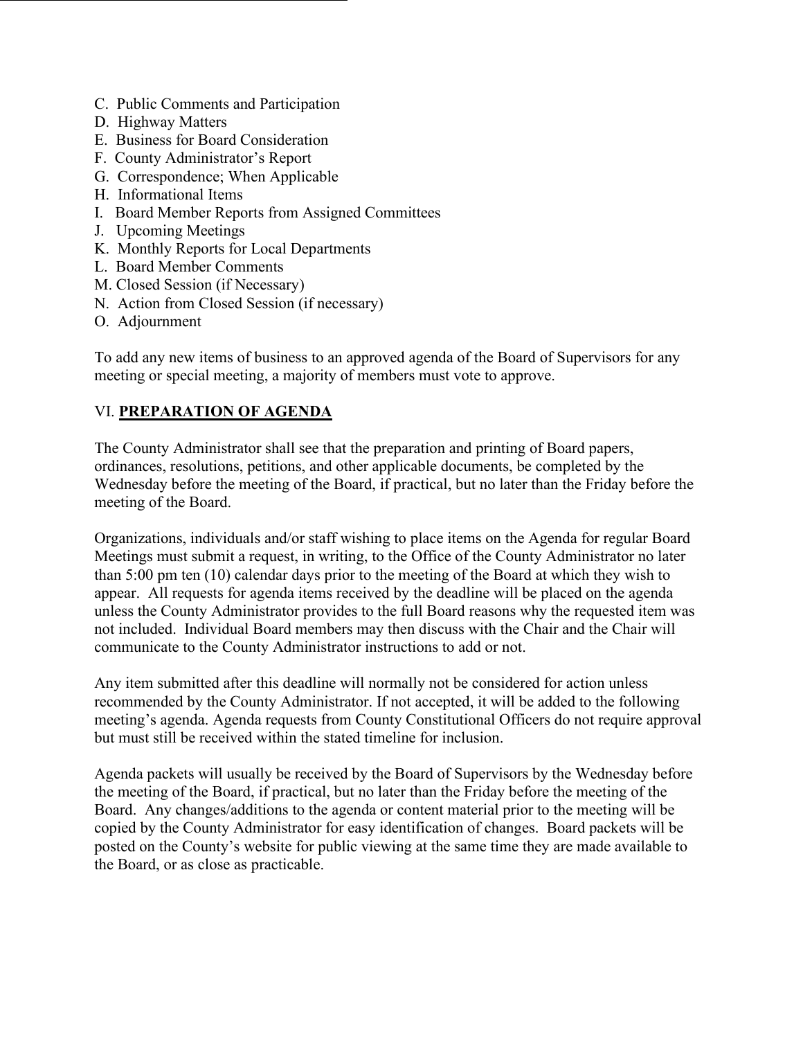C. Public Comments and Participation
D. Highway Matters
E. Business for Board Consideration
F. County Administrator's Report
G. Correspondence; When Applicable
H. Informational Items
I. Board Member Reports from Assigned Committees
J. Upcoming Meetings
K. Monthly Reports for Local Departments
L. Board Member Comments
M. Closed Session (if Necessary)
N. Action from Closed Session (if necessary)
O. Adjournment

To add any new items of business to an approved agenda of the Board of Supervisors for any meeting or special meeting, a majority of members must vote to approve.

## VI. **PREPARATION OF AGENDA**

The County Administrator shall see that the preparation and printing of Board papers, ordinances, resolutions, petitions, and other applicable documents, be completed by the Wednesday before the meeting of the Board, if practical, but no later than the Friday before the meeting of the Board.

Organizations, individuals and/or staff wishing to place items on the Agenda for regular Board Meetings must submit a request, in writing, to the Office of the County Administrator no later than 5:00 pm ten (10) calendar days prior to the meeting of the Board at which they wish to appear. All requests for agenda items received by the deadline will be placed on the agenda unless the County Administrator provides to the full Board reasons why the requested item was not included. Individual Board members may then discuss with the Chair and the Chair will communicate to the County Administrator instructions to add or not.

Any item submitted after this deadline will normally not be considered for action unless recommended by the County Administrator. If not accepted, it will be added to the following meeting's agenda. Agenda requests from County Constitutional Officers do not require approval but must still be received within the stated timeline for inclusion.

Agenda packets will usually be received by the Board of Supervisors by the Wednesday before the meeting of the Board, if practical, but no later than the Friday before the meeting of the Board. Any changes/additions to the agenda or content material prior to the meeting will be copied by the County Administrator for easy identification of changes. Board packets will be posted on the County's website for public viewing at the same time they are made available to the Board, or as close as practicable.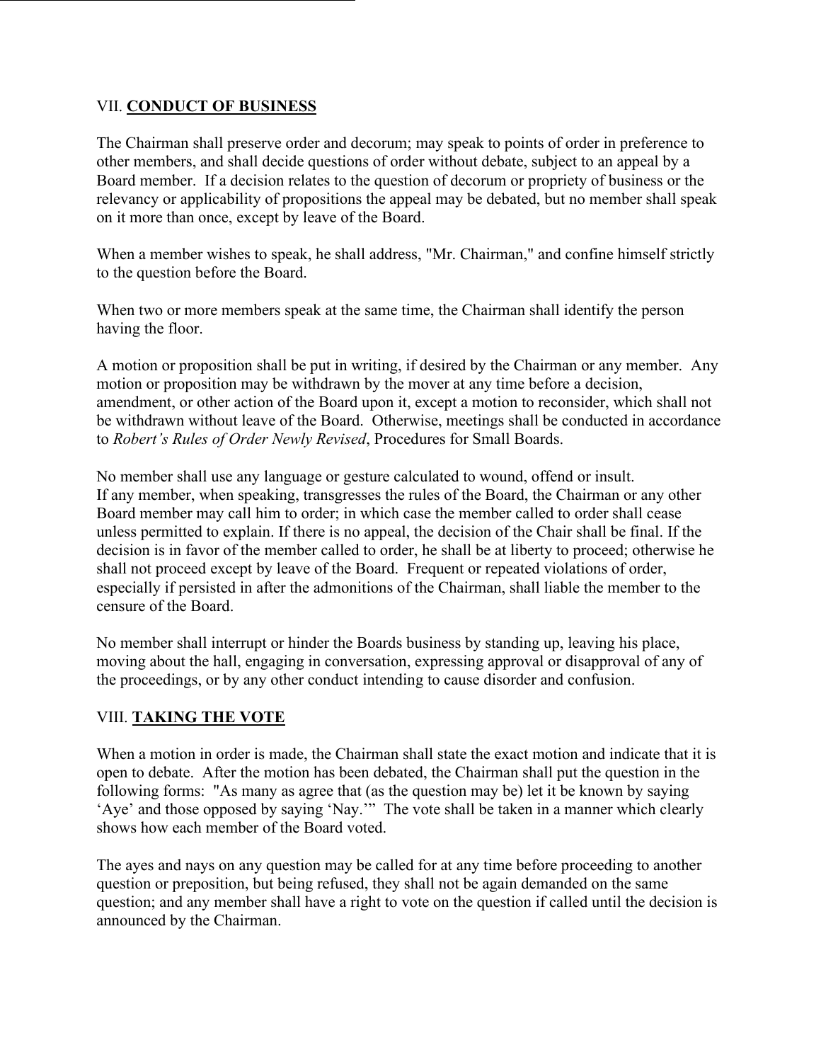## VII. **CONDUCT OF BUSINESS**

The Chairman shall preserve order and decorum; may speak to points of order in preference to other members, and shall decide questions of order without debate, subject to an appeal by a Board member. If a decision relates to the question of decorum or propriety of business or the relevancy or applicability of propositions the appeal may be debated, but no member shall speak on it more than once, except by leave of the Board.

When a member wishes to speak, he shall address, "Mr. Chairman," and confine himself strictly to the question before the Board.

When two or more members speak at the same time, the Chairman shall identify the person having the floor.

A motion or proposition shall be put in writing, if desired by the Chairman or any member. Any motion or proposition may be withdrawn by the mover at any time before a decision, amendment, or other action of the Board upon it, except a motion to reconsider, which shall not be withdrawn without leave of the Board. Otherwise, meetings shall be conducted in accordance to *Robert's Rules of Order Newly Revised*, Procedures for Small Boards.

No member shall use any language or gesture calculated to wound, offend or insult. If any member, when speaking, transgresses the rules of the Board, the Chairman or any other Board member may call him to order; in which case the member called to order shall cease unless permitted to explain. If there is no appeal, the decision of the Chair shall be final. If the decision is in favor of the member called to order, he shall be at liberty to proceed; otherwise he shall not proceed except by leave of the Board. Frequent or repeated violations of order, especially if persisted in after the admonitions of the Chairman, shall liable the member to the censure of the Board.

No member shall interrupt or hinder the Boards business by standing up, leaving his place, moving about the hall, engaging in conversation, expressing approval or disapproval of any of the proceedings, or by any other conduct intending to cause disorder and confusion.

## VIII. **TAKING THE VOTE**

When a motion in order is made, the Chairman shall state the exact motion and indicate that it is open to debate. After the motion has been debated, the Chairman shall put the question in the following forms: "As many as agree that (as the question may be) let it be known by saying 'Aye' and those opposed by saying 'Nay.'" The vote shall be taken in a manner which clearly shows how each member of the Board voted.

The ayes and nays on any question may be called for at any time before proceeding to another question or preposition, but being refused, they shall not be again demanded on the same question; and any member shall have a right to vote on the question if called until the decision is announced by the Chairman.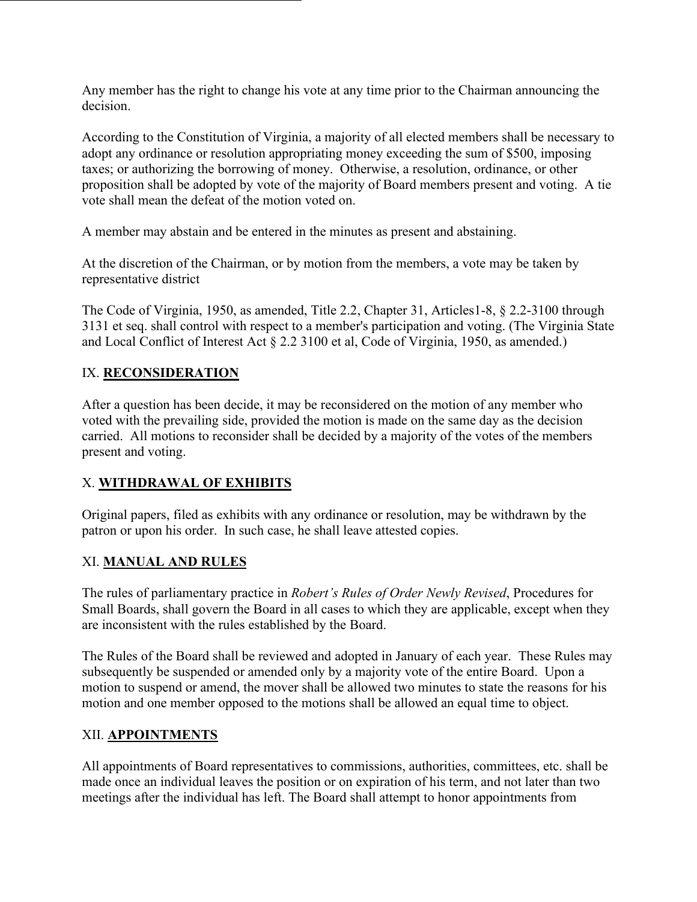Any member has the right to change his vote at any time prior to the Chairman announcing the decision.

According to the Constitution of Virginia, a majority of all elected members shall be necessary to adopt any ordinance or resolution appropriating money exceeding the sum of $500, imposing taxes; or authorizing the borrowing of money. Otherwise, a resolution, ordinance, or other proposition shall be adopted by vote of the majority of Board members present and voting. A tie vote shall mean the defeat of the motion voted on.

A member may abstain and be entered in the minutes as present and abstaining.

At the discretion of the Chairman, or by motion from the members, a vote may be taken by representative district

The Code of Virginia, 1950, as amended, Title 2.2, Chapter 31, Articles1-8, § 2.2-3100 through 3131 et seq. shall control with respect to a member's participation and voting. (The Virginia State and Local Conflict of Interest Act § 2.2 3100 et al, Code of Virginia, 1950, as amended.)

## IX. **RECONSIDERATION**

After a question has been decide, it may be reconsidered on the motion of any member who voted with the prevailing side, provided the motion is made on the same day as the decision carried. All motions to reconsider shall be decided by a majority of the votes of the members present and voting.

## X. **WITHDRAWAL OF EXHIBITS**

Original papers, filed as exhibits with any ordinance or resolution, may be withdrawn by the patron or upon his order. In such case, he shall leave attested copies.

## XI. **MANUAL AND RULES**

The rules of parliamentary practice in *Robert's Rules of Order Newly Revised*, Procedures for Small Boards, shall govern the Board in all cases to which they are applicable, except when they are inconsistent with the rules established by the Board.

The Rules of the Board shall be reviewed and adopted in January of each year. These Rules may subsequently be suspended or amended only by a majority vote of the entire Board. Upon a motion to suspend or amend, the mover shall be allowed two minutes to state the reasons for his motion and one member opposed to the motions shall be allowed an equal time to object.

## XII. **APPOINTMENTS**

All appointments of Board representatives to commissions, authorities, committees, etc. shall be made once an individual leaves the position or on expiration of his term, and not later than two meetings after the individual has left. The Board shall attempt to honor appointments from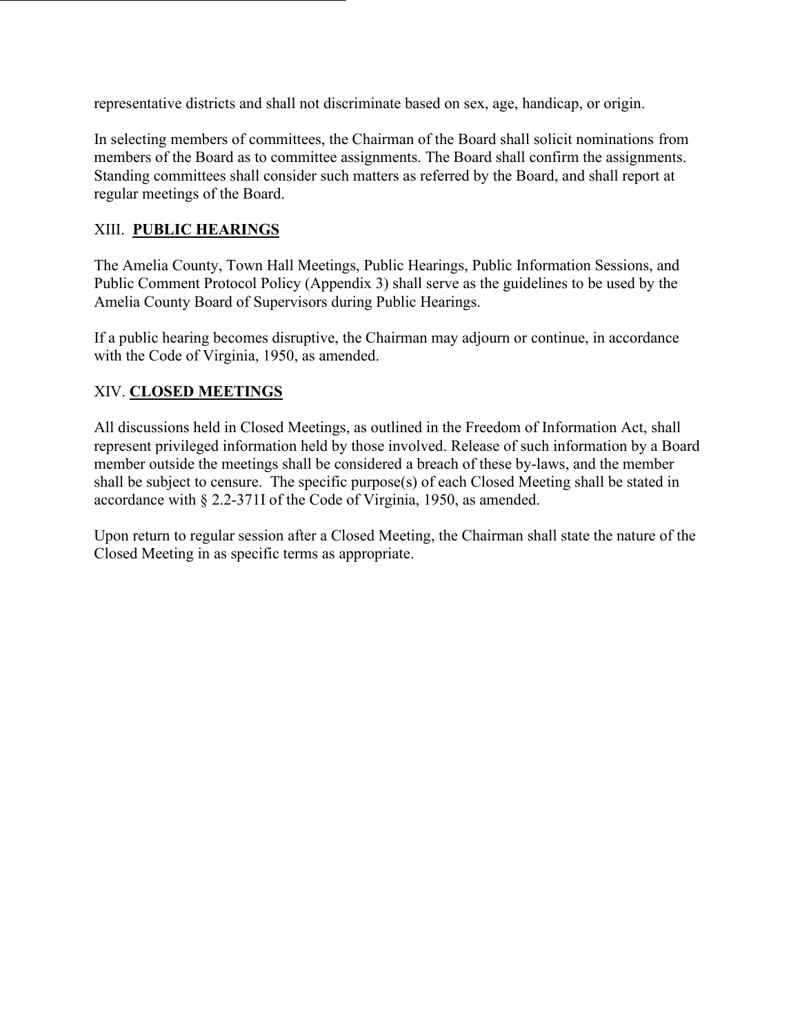representative districts and shall not discriminate based on sex, age, handicap, or origin.

In selecting members of committees, the Chairman of the Board shall solicit nominations from members of the Board as to committee assignments. The Board shall confirm the assignments. Standing committees shall consider such matters as referred by the Board, and shall report at regular meetings of the Board.

## XIII. **PUBLIC HEARINGS**

The Amelia County, Town Hall Meetings, Public Hearings, Public Information Sessions, and Public Comment Protocol Policy (Appendix 3) shall serve as the guidelines to be used by the Amelia County Board of Supervisors during Public Hearings.

If a public hearing becomes disruptive, the Chairman may adjourn or continue, in accordance with the Code of Virginia, 1950, as amended.

## XIV. **CLOSED MEETINGS**

All discussions held in Closed Meetings, as outlined in the Freedom of Information Act, shall represent privileged information held by those involved. Release of such information by a Board member outside the meetings shall be considered a breach of these by-laws, and the member shall be subject to censure. The specific purpose(s) of each Closed Meeting shall be stated in accordance with § 2.2-371I of the Code of Virginia, 1950, as amended.

Upon return to regular session after a Closed Meeting, the Chairman shall state the nature of the Closed Meeting in as specific terms as appropriate.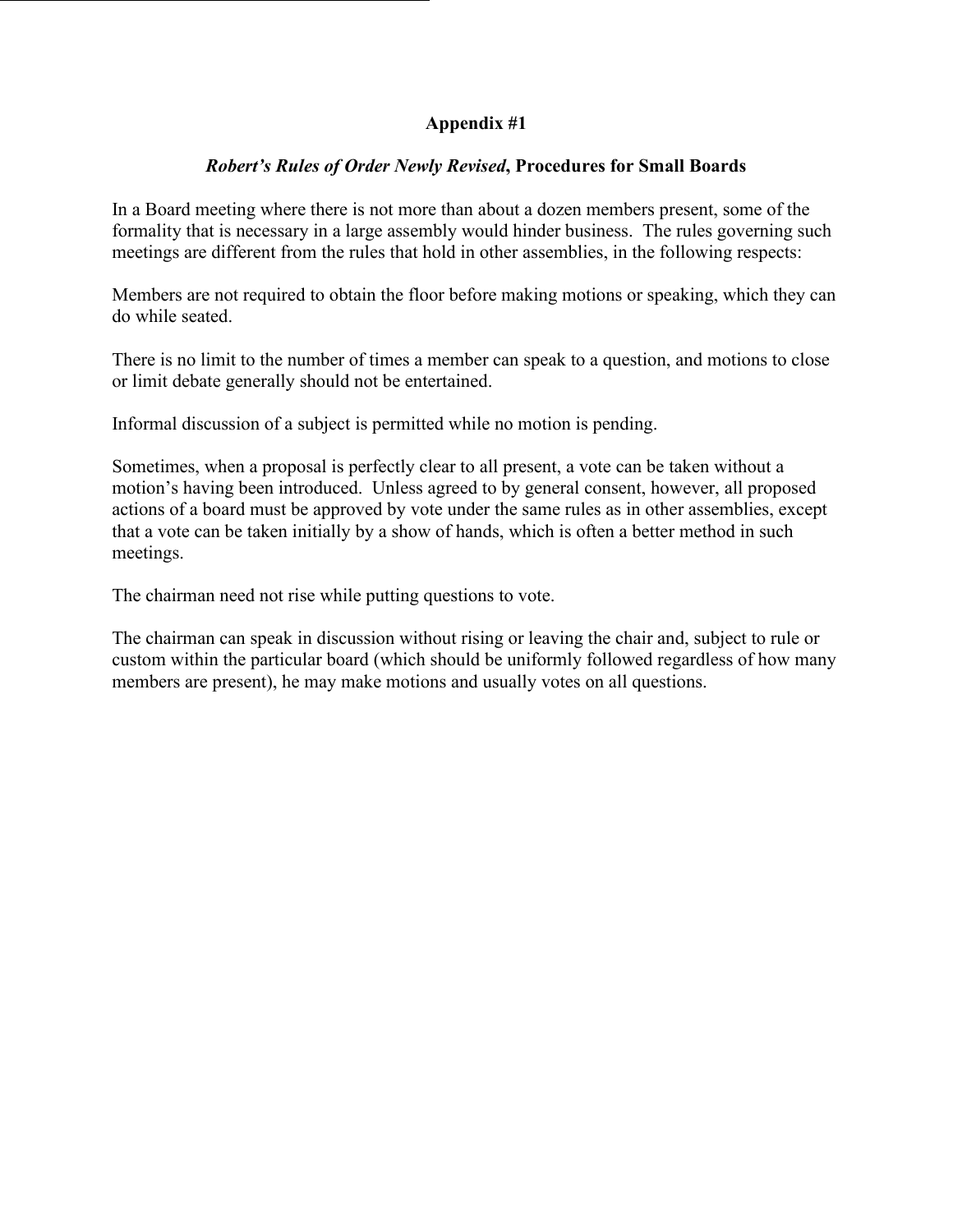## Appendix #1

### *Robert's Rules of Order Newly Revised*, Procedures for Small Boards

In a Board meeting where there is not more than about a dozen members present, some of the formality that is necessary in a large assembly would hinder business. The rules governing such meetings are different from the rules that hold in other assemblies, in the following respects:

Members are not required to obtain the floor before making motions or speaking, which they can do while seated.

There is no limit to the number of times a member can speak to a question, and motions to close or limit debate generally should not be entertained.

Informal discussion of a subject is permitted while no motion is pending.

Sometimes, when a proposal is perfectly clear to all present, a vote can be taken without a motion's having been introduced. Unless agreed to by general consent, however, all proposed actions of a board must be approved by vote under the same rules as in other assemblies, except that a vote can be taken initially by a show of hands, which is often a better method in such meetings.

The chairman need not rise while putting questions to vote.

The chairman can speak in discussion without rising or leaving the chair and, subject to rule or custom within the particular board (which should be uniformly followed regardless of how many members are present), he may make motions and usually votes on all questions.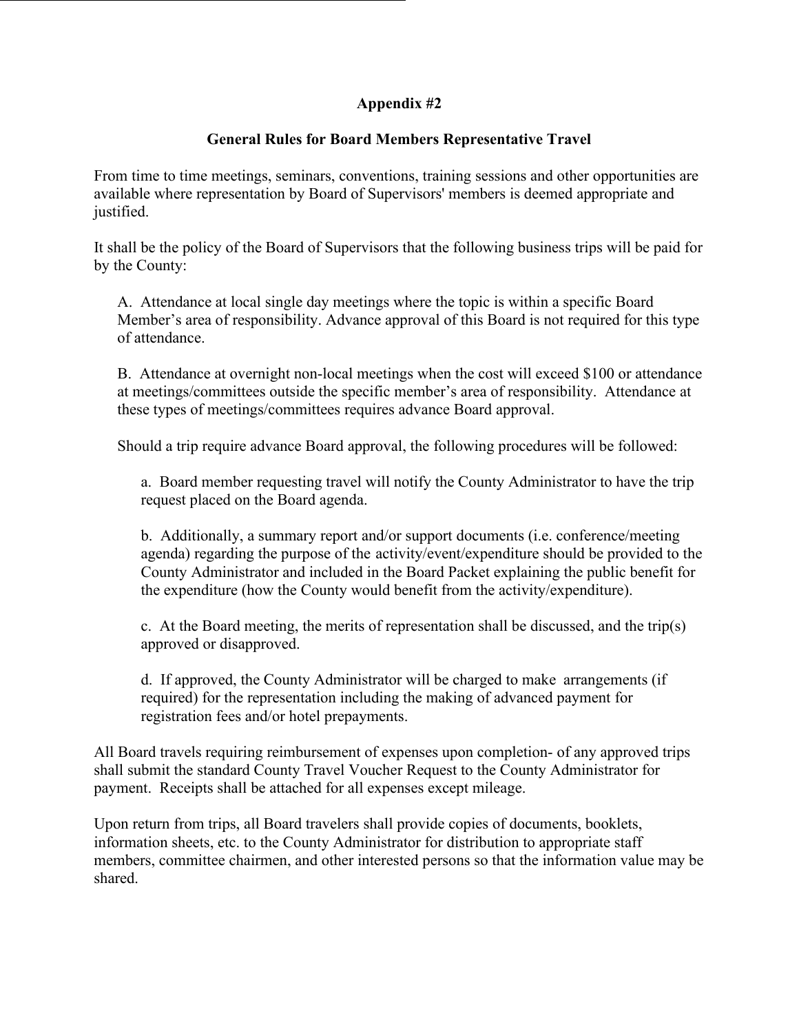# Appendix #2

## General Rules for Board Members Representative Travel

From time to time meetings, seminars, conventions, training sessions and other opportunities are available where representation by Board of Supervisors' members is deemed appropriate and justified.

It shall be the policy of the Board of Supervisors that the following business trips will be paid for by the County:

A. Attendance at local single day meetings where the topic is within a specific Board Member's area of responsibility. Advance approval of this Board is not required for this type of attendance.

B. Attendance at overnight non-local meetings when the cost will exceed $100 or attendance at meetings/committees outside the specific member's area of responsibility. Attendance at these types of meetings/committees requires advance Board approval.

Should a trip require advance Board approval, the following procedures will be followed:

a. Board member requesting travel will notify the County Administrator to have the trip request placed on the Board agenda.

b. Additionally, a summary report and/or support documents (i.e. conference/meeting agenda) regarding the purpose of the activity/event/expenditure should be provided to the County Administrator and included in the Board Packet explaining the public benefit for the expenditure (how the County would benefit from the activity/expenditure).

c. At the Board meeting, the merits of representation shall be discussed, and the trip(s) approved or disapproved.

d. If approved, the County Administrator will be charged to make arrangements (if required) for the representation including the making of advanced payment for registration fees and/or hotel prepayments.

All Board travels requiring reimbursement of expenses upon completion- of any approved trips shall submit the standard County Travel Voucher Request to the County Administrator for payment. Receipts shall be attached for all expenses except mileage.

Upon return from trips, all Board travelers shall provide copies of documents, booklets, information sheets, etc. to the County Administrator for distribution to appropriate staff members, committee chairmen, and other interested persons so that the information value may be shared.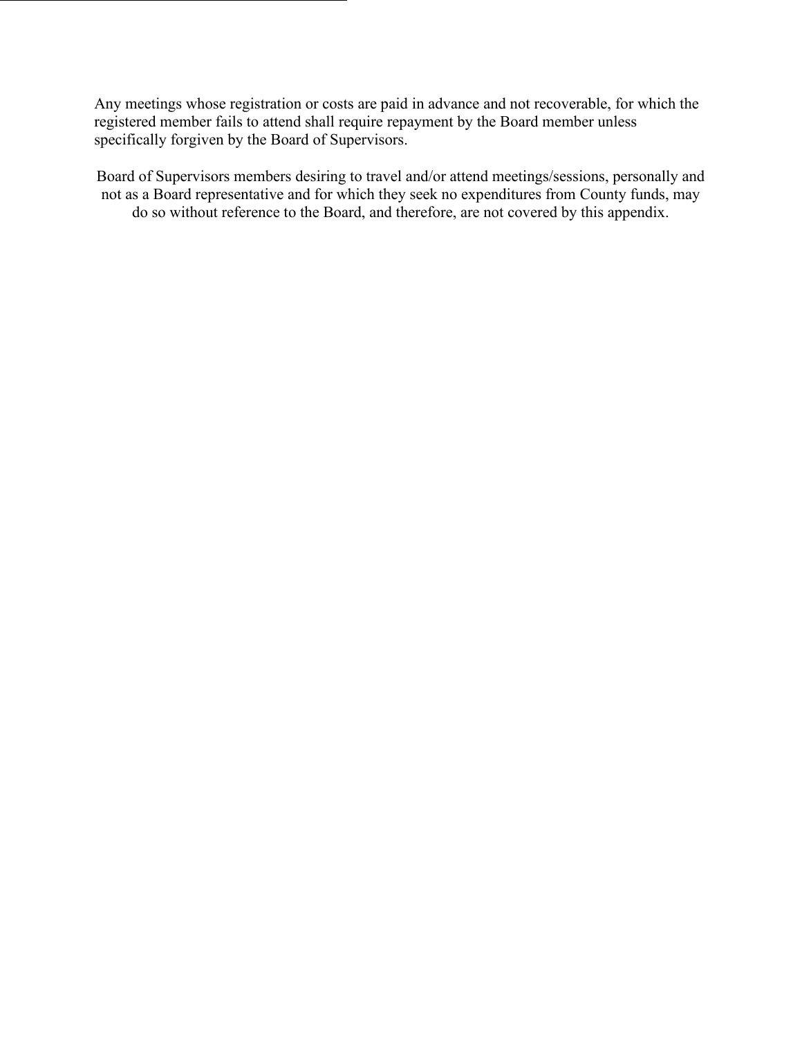Any meetings whose registration or costs are paid in advance and not recoverable, for which the registered member fails to attend shall require repayment by the Board member unless specifically forgiven by the Board of Supervisors.

Board of Supervisors members desiring to travel and/or attend meetings/sessions, personally and not as a Board representative and for which they seek no expenditures from County funds, may do so without reference to the Board, and therefore, are not covered by this appendix.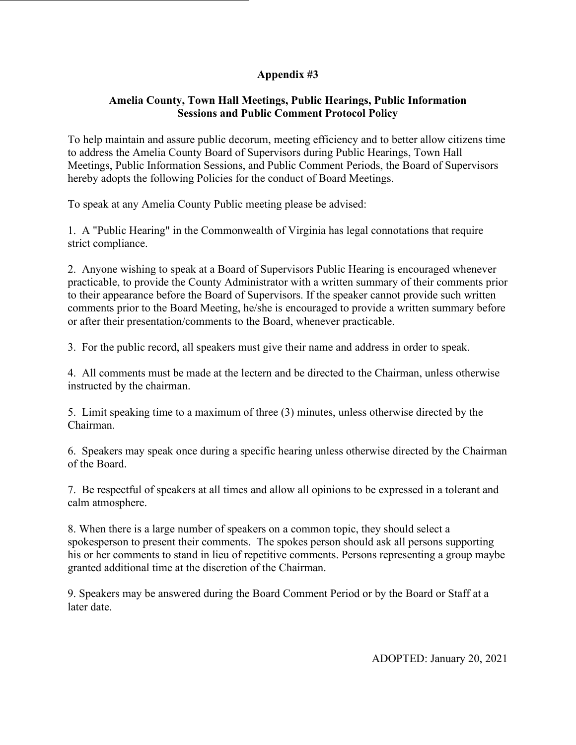## Appendix #3

### Amelia County, Town Hall Meetings, Public Hearings, Public Information Sessions and Public Comment Protocol Policy

To help maintain and assure public decorum, meeting efficiency and to better allow citizens time to address the Amelia County Board of Supervisors during Public Hearings, Town Hall Meetings, Public Information Sessions, and Public Comment Periods, the Board of Supervisors hereby adopts the following Policies for the conduct of Board Meetings.

To speak at any Amelia County Public meeting please be advised:

1. A "Public Hearing" in the Commonwealth of Virginia has legal connotations that require strict compliance.

2. Anyone wishing to speak at a Board of Supervisors Public Hearing is encouraged whenever practicable, to provide the County Administrator with a written summary of their comments prior to their appearance before the Board of Supervisors. If the speaker cannot provide such written comments prior to the Board Meeting, he/she is encouraged to provide a written summary before or after their presentation/comments to the Board, whenever practicable.

3. For the public record, all speakers must give their name and address in order to speak.

4. All comments must be made at the lectern and be directed to the Chairman, unless otherwise instructed by the chairman.

5. Limit speaking time to a maximum of three (3) minutes, unless otherwise directed by the Chairman.

6. Speakers may speak once during a specific hearing unless otherwise directed by the Chairman of the Board.

7. Be respectful of speakers at all times and allow all opinions to be expressed in a tolerant and calm atmosphere.

8. When there is a large number of speakers on a common topic, they should select a spokesperson to present their comments. The spokes person should ask all persons supporting his or her comments to stand in lieu of repetitive comments. Persons representing a group maybe granted additional time at the discretion of the Chairman.

9. Speakers may be answered during the Board Comment Period or by the Board or Staff at a later date.

ADOPTED: January 20, 2021